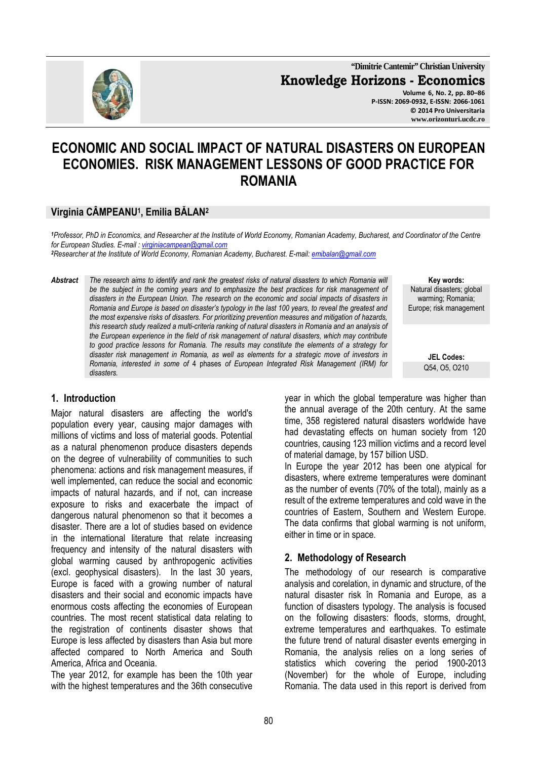# ECONOMIC AND SOCIAL IMPACT OF NATURAL DISASTERS ON EUROPEAN ECONOMIES. RISK MANAGEMENT LESSONS OF GOOD PRACTICE FOR ROMANIA

**Virginia CÂMPEANU[1], Emilia BĂLAN[2]**

*[1]Professor, PhD in Economics, and Researcher at the Institute of World Economy, Romanian Academy, Bucharest, and Coordinator of the Centre for European Studies. E-mail : virginiacampean@gmail.com*
*[2]Researcher at the Institute of World Economy, Romanian Academy, Bucharest. E-mail: emibalan@gmail.com*

**Abstract** *The research aims to identify and rank the greatest risks of natural disasters to which Romania will be the subject in the coming years and to emphasize the best practices for risk management of disasters in the European Union. The research on the economic and social impacts of disasters in Romania and Europe is based on disaster's typology in the last 100 years, to reveal the greatest and the most expensive risks of disasters. For prioritizing prevention measures and mitigation of hazards, this research study realized a multi-criteria ranking of natural disasters in Romania and an analysis of the European experience in the field of risk management of natural disasters, which may contribute to good practice lessons for Romania. The results may constitute the elements of a strategy for disaster risk management in Romania, as well as elements for a strategic move of investors in Romania, interested in some of 4 phases of European Integrated Risk Management (IRM) for disasters.*

**Key words:** Natural disasters; global warming; Romania; Europe; risk management

**JEL Codes:** Q54, O5, O210

## 1. Introduction

Major natural disasters are affecting the world's population every year, causing major damages with millions of victims and loss of material goods. Potential as a natural phenomenon produce disasters depends on the degree of vulnerability of communities to such phenomena: actions and risk management measures, if well implemented, can reduce the social and economic impacts of natural hazards, and if not, can increase exposure to risks and exacerbate the impact of dangerous natural phenomenon so that it becomes a disaster. There are a lot of studies based on evidence in the international literature that relate increasing frequency and intensity of the natural disasters with global warming caused by anthropogenic activities (excl. geophysical disasters). In the last 30 years, Europe is faced with a growing number of natural disasters and their social and economic impacts have enormous costs affecting the economies of European countries. The most recent statistical data relating to the registration of continents disaster shows that Europe is less affected by disasters than Asia but more affected compared to North America and South America, Africa and Oceania.

The year 2012, for example has been the 10th year with the highest temperatures and the 36th consecutive year in which the global temperature was higher than the annual average of the 20th century. At the same time, 358 registered natural disasters worldwide have had devastating effects on human society from 120 countries, causing 123 million victims and a record level of material damage, by 157 billion USD.

In Europe the year 2012 has been one atypical for disasters, where extreme temperatures were dominant as the number of events (70% of the total), mainly as a result of the extreme temperatures and cold wave in the countries of Eastern, Southern and Western Europe. The data confirms that global warming is not uniform, either in time or in space.

## 2. Methodology of Research

The methodology of our research is comparative analysis and corelation, in dynamic and structure, of the natural disaster risk în Romania and Europe, as a function of disasters typology. The analysis is focused on the following disasters: floods, storms, drought, extreme temperatures and earthquakes. To estimate the future trend of natural disaster events emerging in Romania, the analysis relies on a long series of statistics which covering the period 1900-2013 (November) for the whole of Europe, including Romania. The data used in this report is derived from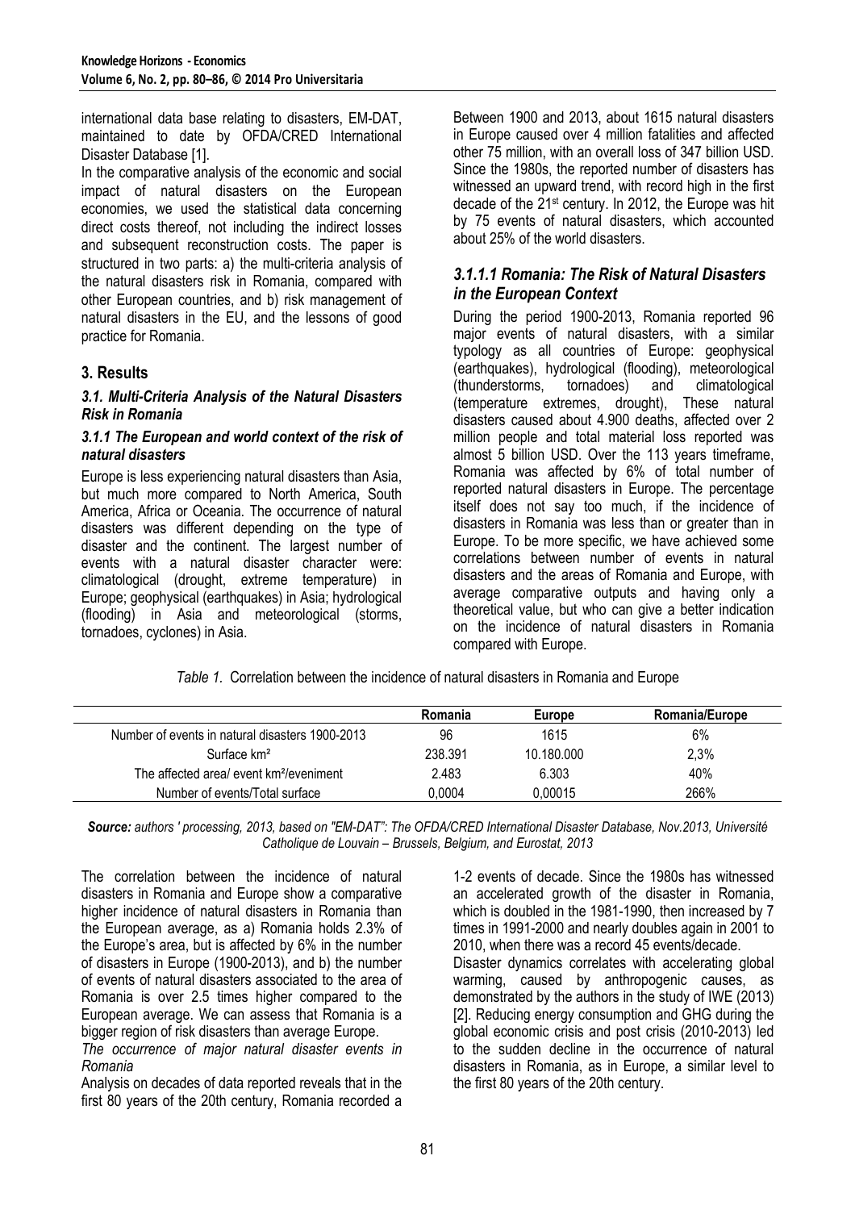international data base relating to disasters, EM-DAT, maintained to date by OFDA/CRED International Disaster Database [1].

In the comparative analysis of the economic and social impact of natural disasters on the European economies, we used the statistical data concerning direct costs thereof, not including the indirect losses and subsequent reconstruction costs. The paper is structured in two parts: a) the multi-criteria analysis of the natural disasters risk in Romania, compared with other European countries, and b) risk management of natural disasters in the EU, and the lessons of good practice for Romania.

## 3. Results

### *3.1. Multi-Criteria Analysis of the Natural Disasters Risk in Romania*

#### *3.1.1 The European and world context of the risk of natural disasters*

Europe is less experiencing natural disasters than Asia, but much more compared to North America, South America, Africa or Oceania. The occurrence of natural disasters was different depending on the type of disaster and the continent. The largest number of events with a natural disaster character were: climatological (drought, extreme temperature) in Europe; geophysical (earthquakes) in Asia; hydrological (flooding) in Asia and meteorological (storms, tornadoes, cyclones) in Asia.

Between 1900 and 2013, about 1615 natural disasters in Europe caused over 4 million fatalities and affected other 75 million, with an overall loss of 347 billion USD. Since the 1980s, the reported number of disasters has witnessed an upward trend, with record high in the first decade of the 21st century. In 2012, the Europe was hit by 75 events of natural disasters, which accounted about 25% of the world disasters.

#### *3.1.1.1 Romania: The Risk of Natural Disasters in the European Context*

During the period 1900-2013, Romania reported 96 major events of natural disasters, with a similar typology as all countries of Europe: geophysical (earthquakes), hydrological (flooding), meteorological (thunderstorms, tornadoes) and climatological (temperature extremes, drought), These natural disasters caused about 4.900 deaths, affected over 2 million people and total material loss reported was almost 5 billion USD. Over the 113 years timeframe, Romania was affected by 6% of total number of reported natural disasters in Europe. The percentage itself does not say too much, if the incidence of disasters in Romania was less than or greater than in Europe. To be more specific, we have achieved some correlations between number of events in natural disasters and the areas of Romania and Europe, with average comparative outputs and having only a theoretical value, but who can give a better indication on the incidence of natural disasters in Romania compared with Europe.

*Table 1.* Correlation between the incidence of natural disasters in Romania and Europe

| | Romania | Europe | Romania/Europe |
|---|---|---|---|
| Number of events in natural disasters 1900-2013 | 96 | 1615 | 6% |
| Surface km² | 238.391 | 10.180.000 | 2,3% |
| The affected area/ event km²/eveniment | 2.483 | 6.303 | 40% |
| Number of events/Total surface | 0,0004 | 0,00015 | 266% |

***Source:*** *authors ' processing, 2013, based on "EM-DAT": The OFDA/CRED International Disaster Database, Nov.2013, Université Catholique de Louvain – Brussels, Belgium, and Eurostat, 2013*

The correlation between the incidence of natural disasters in Romania and Europe show a comparative higher incidence of natural disasters in Romania than the European average, as a) Romania holds 2.3% of the Europe's area, but is affected by 6% in the number of disasters in Europe (1900-2013), and b) the number of events of natural disasters associated to the area of Romania is over 2.5 times higher compared to the European average. We can assess that Romania is a bigger region of risk disasters than average Europe.

*The occurrence of major natural disaster events in Romania*

Analysis on decades of data reported reveals that in the first 80 years of the 20th century, Romania recorded a 1-2 events of decade. Since the 1980s has witnessed an accelerated growth of the disaster in Romania, which is doubled in the 1981-1990, then increased by 7 times in 1991-2000 and nearly doubles again in 2001 to 2010, when there was a record 45 events/decade.

Disaster dynamics correlates with accelerating global warming, caused by anthropogenic causes, as demonstrated by the authors in the study of IWE (2013) [2]. Reducing energy consumption and GHG during the global economic crisis and post crisis (2010-2013) led to the sudden decline in the occurrence of natural disasters in Romania, as in Europe, a similar level to the first 80 years of the 20th century.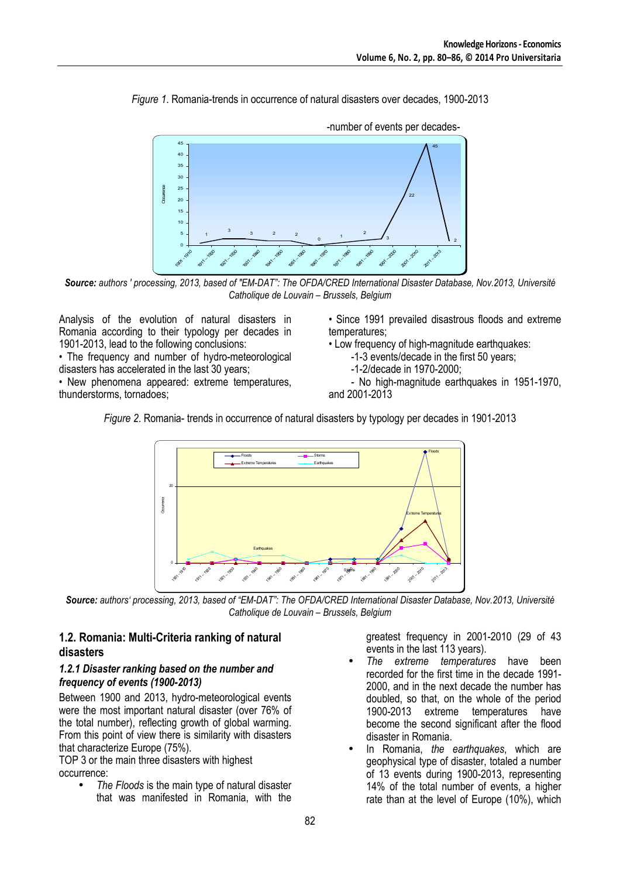*Figure 1.* Romania-trends in occurrence of natural disasters over decades, 1900-2013

**Source:** *authors ' processing, 2013, based of "EM-DAT": The OFDA/CRED International Disaster Database, Nov.2013, Université Catholique de Louvain – Brussels, Belgium*

Analysis of the evolution of natural disasters in Romania according to their typology per decades in 1901-2013, lead to the following conclusions:

• The frequency and number of hydro-meteorological disasters has accelerated in the last 30 years;

• New phenomena appeared: extreme temperatures, thunderstorms, tornadoes;

• Since 1991 prevailed disastrous floods and extreme temperatures;

• Low frequency of high-magnitude earthquakes:

-1-3 events/decade in the first 50 years;

-1-2/decade in 1970-2000;

- No high-magnitude earthquakes in 1951-1970, and 2001-2013

*Figure 2.* Romania- trends in occurrence of natural disasters by typology per decades in 1901-2013

**Source:** *authors' processing, 2013, based of "EM-DAT": The OFDA/CRED International Disaster Database, Nov.2013, Université Catholique de Louvain – Brussels, Belgium*

## 1.2. Romania: Multi-Criteria ranking of natural disasters

### *1.2.1 Disaster ranking based on the number and frequency of events (1900-2013)*

Between 1900 and 2013, hydro-meteorological events were the most important natural disaster (over 76% of the total number), reflecting growth of global warming. From this point of view there is similarity with disasters that characterize Europe (75%).

TOP 3 or the main three disasters with highest occurrence:

- *The Floods* is the main type of natural disaster that was manifested in Romania, with the greatest frequency in 2001-2010 (29 of 43 events in the last 113 years).
- *The extreme temperatures* have been recorded for the first time in the decade 1991-2000, and in the next decade the number has doubled, so that, on the whole of the period 1900-2013 extreme temperatures have become the second significant after the flood disaster in Romania.
- In Romania, *the earthquakes*, which are geophysical type of disaster, totaled a number of 13 events during 1900-2013, representing 14% of the total number of events, a higher rate than at the level of Europe (10%), which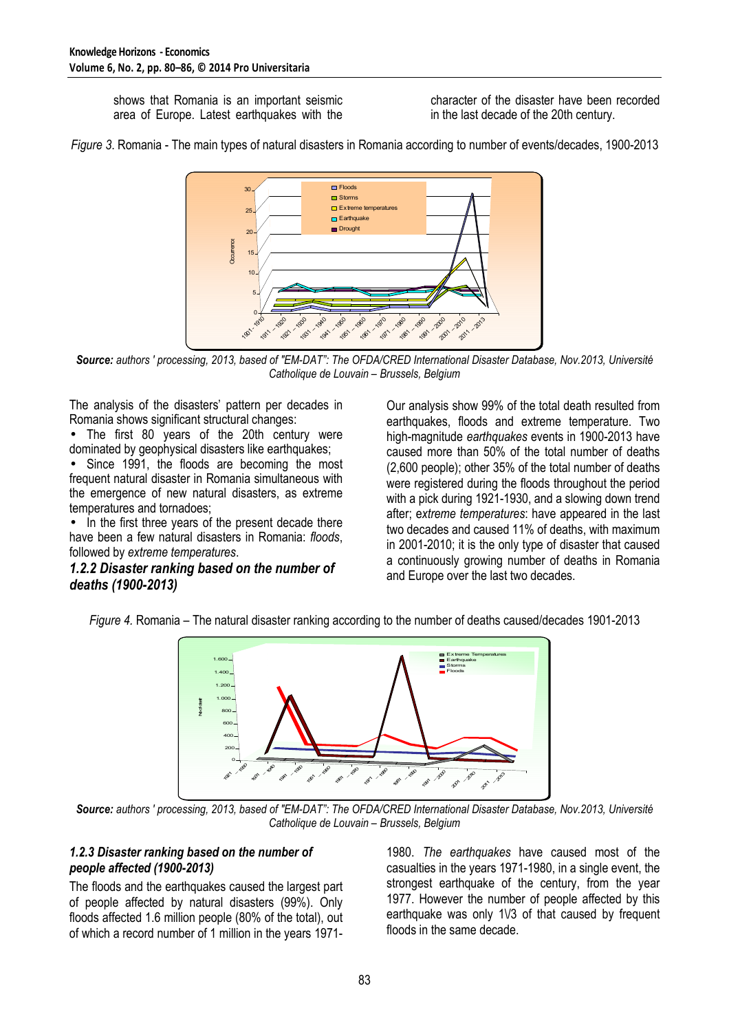shows that Romania is an important seismic area of Europe. Latest earthquakes with the character of the disaster have been recorded in the last decade of the 20th century.

*Figure 3.* Romania - The main types of natural disasters in Romania according to number of events/decades, 1900-2013

***Source:*** *authors ' processing, 2013, based of "EM-DAT": The OFDA/CRED International Disaster Database, Nov.2013, Université Catholique de Louvain – Brussels, Belgium*

The analysis of the disasters' pattern per decades in Romania shows significant structural changes:

- The first 80 years of the 20th century were dominated by geophysical disasters like earthquakes;
- Since 1991, the floods are becoming the most frequent natural disaster in Romania simultaneous with the emergence of new natural disasters, as extreme temperatures and tornadoes;
- In the first three years of the present decade there have been a few natural disasters in Romania: *floods*, followed by *extreme temperatures*.

### *1.2.2 Disaster ranking based on the number of deaths (1900-2013)*

Our analysis show 99% of the total death resulted from earthquakes, floods and extreme temperature. Two high-magnitude *earthquakes* events in 1900-2013 have caused more than 50% of the total number of deaths (2,600 people); other 35% of the total number of deaths were registered during the floods throughout the period with a pick during 1921-1930, and a slowing down trend after; e*xtreme temperatures*: have appeared in the last two decades and caused 11% of deaths, with maximum in 2001-2010; it is the only type of disaster that caused a continuously growing number of deaths in Romania and Europe over the last two decades.

*Figure 4.* Romania – The natural disaster ranking according to the number of deaths caused/decades 1901-2013

***Source:*** *authors ' processing, 2013, based of "EM-DAT": The OFDA/CRED International Disaster Database, Nov.2013, Université Catholique de Louvain – Brussels, Belgium*

### *1.2.3 Disaster ranking based on the number of people affected (1900-2013)*

The floods and the earthquakes caused the largest part of people affected by natural disasters (99%). Only floods affected 1.6 million people (80% of the total), out of which a record number of 1 million in the years 1971-1980. *The earthquakes* have caused most of the casualties in the years 1971-1980, in a single event, the strongest earthquake of the century, from the year 1977. However the number of people affected by this earthquake was only 1\3 of that caused by frequent floods in the same decade.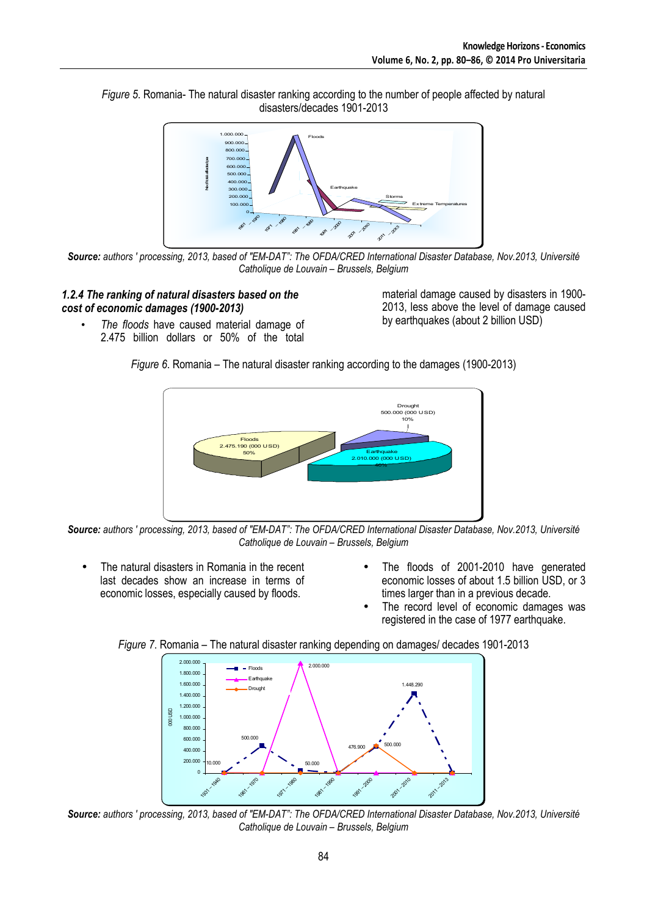*Figure 5*. Romania- The natural disaster ranking according to the number of people affected by natural disasters/decades 1901-2013

**Source:** *authors ' processing, 2013, based of "EM-DAT": The OFDA/CRED International Disaster Database, Nov.2013, Université Catholique de Louvain – Brussels, Belgium*

### *1.2.4 The ranking of natural disasters based on the cost of economic damages (1900-2013)*

- *The floods* have caused material damage of 2.475 billion dollars or 50% of the total material damage caused by disasters in 1900-2013, less above the level of damage caused by earthquakes (about 2 billion USD)

*Figure 6*. Romania – The natural disaster ranking according to the damages (1900-2013)

**Source:** *authors ' processing, 2013, based of "EM-DAT": The OFDA/CRED International Disaster Database, Nov.2013, Université Catholique de Louvain – Brussels, Belgium*

- The natural disasters in Romania in the recent last decades show an increase in terms of economic losses, especially caused by floods.
- The floods of 2001-2010 have generated economic losses of about 1.5 billion USD, or 3 times larger than in a previous decade.
- The record level of economic damages was registered in the case of 1977 earthquake.

*Figure 7*. Romania – The natural disaster ranking depending on damages/ decades 1901-2013

**Source:** *authors ' processing, 2013, based of "EM-DAT": The OFDA/CRED International Disaster Database, Nov.2013, Université Catholique de Louvain – Brussels, Belgium*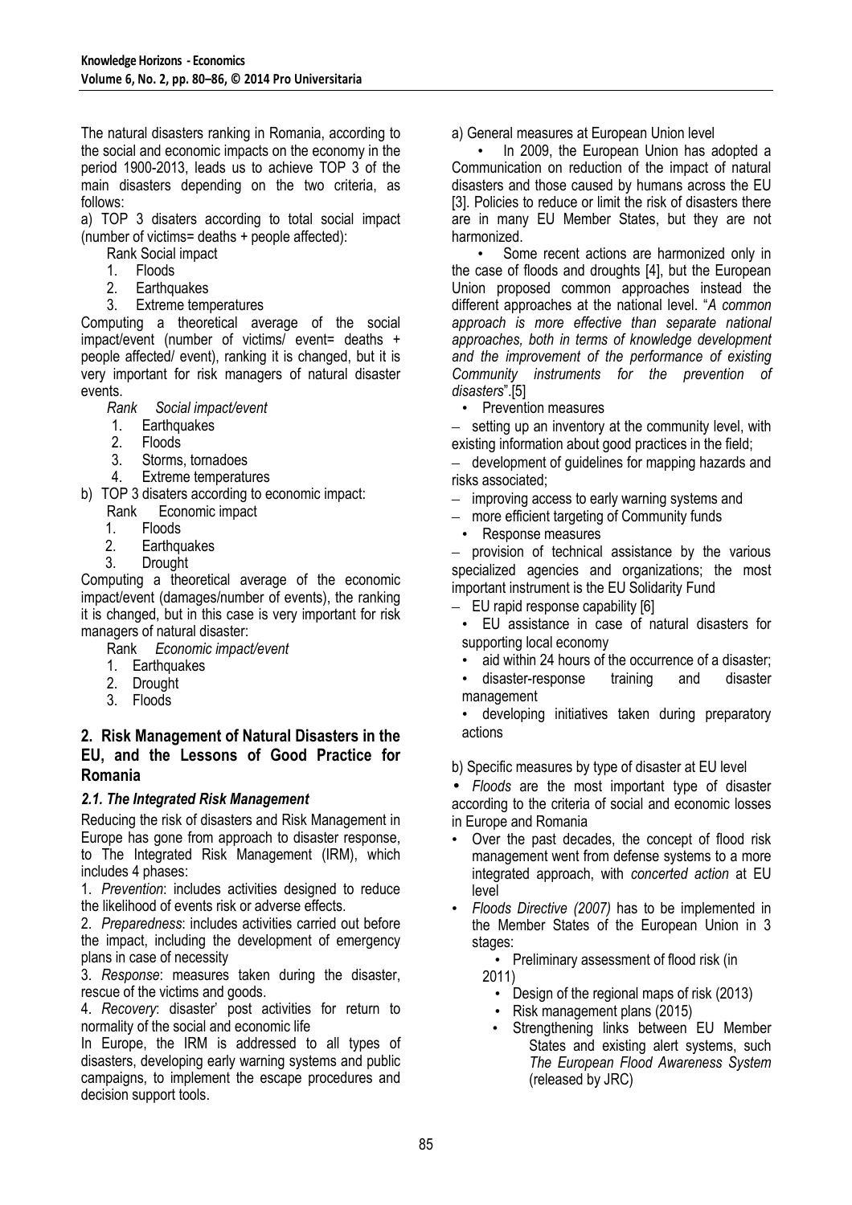The natural disasters ranking in Romania, according to the social and economic impacts on the economy in the period 1900-2013, leads us to achieve TOP 3 of the main disasters depending on the two criteria, as follows:

a) TOP 3 disaters according to total social impact (number of victims= deaths + people affected):

Rank Social impact

1. Floods
2. Earthquakes
3. Extreme temperatures

Computing a theoretical average of the social impact/event (number of victims/ event= deaths + people affected/ event), ranking it is changed, but it is very important for risk managers of natural disaster events.

*Rank Social impact/event*

1. Earthquakes
2. Floods
3. Storms, tornadoes
4. Extreme temperatures

b) TOP 3 disaters according to economic impact:

Rank Economic impact

1. Floods
2. Earthquakes
3. Drought

Computing a theoretical average of the economic impact/event (damages/number of events), the ranking it is changed, but in this case is very important for risk managers of natural disaster:

Rank *Economic impact/event*

1. Earthquakes
2. Drought
3. Floods

## 2. Risk Management of Natural Disasters in the EU, and the Lessons of Good Practice for Romania

### *2.1. The Integrated Risk Management*

Reducing the risk of disasters and Risk Management in Europe has gone from approach to disaster response, to The Integrated Risk Management (IRM), which includes 4 phases:

1. *Prevention*: includes activities designed to reduce the likelihood of events risk or adverse effects.
2. *Preparedness*: includes activities carried out before the impact, including the development of emergency plans in case of necessity
3. *Response*: measures taken during the disaster, rescue of the victims and goods.
4. *Recovery*: disaster' post activities for return to normality of the social and economic life

In Europe, the IRM is addressed to all types of disasters, developing early warning systems and public campaigns, to implement the escape procedures and decision support tools.

a) General measures at European Union level

- In 2009, the European Union has adopted a Communication on reduction of the impact of natural disasters and those caused by humans across the EU [3]. Policies to reduce or limit the risk of disasters there are in many EU Member States, but they are not harmonized.
- Some recent actions are harmonized only in the case of floods and droughts [4], but the European Union proposed common approaches instead the different approaches at the national level. "*A common approach is more effective than separate national approaches, both in terms of knowledge development and the improvement of the performance of existing Community instruments for the prevention of disasters*".[5]

- Prevention measures
  - setting up an inventory at the community level, with existing information about good practices in the field;
  - development of guidelines for mapping hazards and risks associated;
  - improving access to early warning systems and
  - more efficient targeting of Community funds
- Response measures
  - provision of technical assistance by the various specialized agencies and organizations; the most important instrument is the EU Solidarity Fund
  - EU rapid response capability [6]
    - EU assistance in case of natural disasters for supporting local economy
    - aid within 24 hours of the occurrence of a disaster;
    - disaster-response training and disaster management
    - developing initiatives taken during preparatory actions

b) Specific measures by type of disaster at EU level

- *Floods* are the most important type of disaster according to the criteria of social and economic losses in Europe and Romania
- Over the past decades, the concept of flood risk management went from defense systems to a more integrated approach, with *concerted action* at EU level
- *Floods Directive (2007)* has to be implemented in the Member States of the European Union in 3 stages:
  - Preliminary assessment of flood risk (in 2011)
  - Design of the regional maps of risk (2013)
  - Risk management plans (2015)
  - Strengthening links between EU Member States and existing alert systems, such *The European Flood Awareness System* (released by JRC)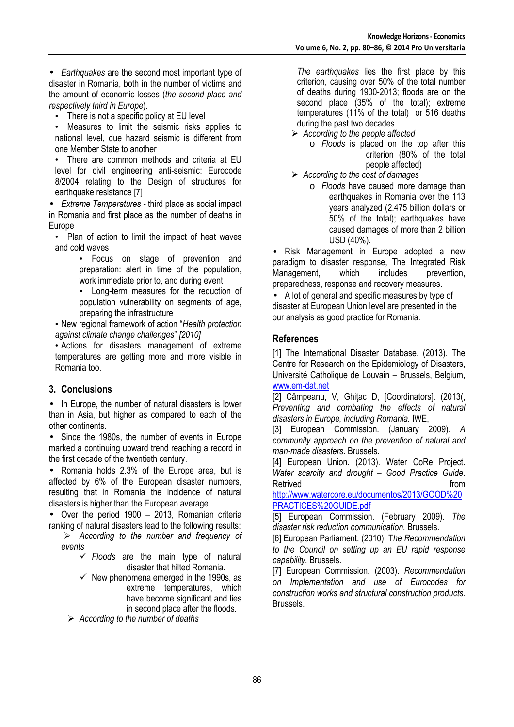- *Earthquakes* are the second most important type of disaster in Romania, both in the number of victims and the amount of economic losses (*the second place and respectively third in Europe*).
  - There is not a specific policy at EU level
  - Measures to limit the seismic risks applies to national level, due hazard seismic is different from one Member State to another
  - There are common methods and criteria at EU level for civil engineering anti-seismic: Eurocode 8/2004 relating to the Design of structures for earthquake resistance [7]
- *Extreme Temperatures* - third place as social impact in Romania and first place as the number of deaths in Europe
  - Plan of action to limit the impact of heat waves and cold waves
    - Focus on stage of prevention and preparation: alert in time of the population, work immediate prior to, and during event
    - Long-term measures for the reduction of population vulnerability on segments of age, preparing the infrastructure
  - New regional framework of action "*Health protection against climate change challenges*" *[2010]*
  - Actions for disasters management of extreme temperatures are getting more and more visible in Romania too.

## 3. Conclusions

- In Europe, the number of natural disasters is lower than in Asia, but higher as compared to each of the other continents.
- Since the 1980s, the number of events in Europe marked a continuing upward trend reaching a record in the first decade of the twentieth century.
- Romania holds 2.3% of the Europe area, but is affected by 6% of the European disaster numbers, resulting that in Romania the incidence of natural disasters is higher than the European average.
- Over the period 1900 – 2013, Romanian criteria ranking of natural disasters lead to the following results:
  - *According to the number and frequency of events*
    - *Floods* are the main type of natural disaster that hilted Romania.
    - New phenomena emerged in the 1990s, as extreme temperatures, which have become significant and lies in second place after the floods.
  - *According to the number of deaths*
    - *The earthquakes* lies the first place by this criterion, causing over 50% of the total number of deaths during 1900-2013; floods are on the second place (35% of the total); extreme temperatures (11% of the total) or 516 deaths during the past two decades.
  - *According to the people affected*
    - *Floods* is placed on the top after this criterion (80% of the total people affected)
  - *According to the cost of damages*
    - *Floods* have caused more damage than earthquakes in Romania over the 113 years analyzed (2.475 billion dollars or 50% of the total); earthquakes have caused damages of more than 2 billion USD (40%).
- Risk Management in Europe adopted a new paradigm to disaster response, The Integrated Risk Management, which includes prevention, preparedness, response and recovery measures.
- A lot of general and specific measures by type of disaster at European Union level are presented in the our analysis as good practice for Romania.

## References

[1] The International Disaster Database. (2013). The Centre for Research on the Epidemiology of Disasters, Université Catholique de Louvain – Brussels, Belgium, www.em-dat.net

[2] Câmpeanu, V, Ghiţac D, [Coordinators]. (2013(, *Preventing and combating the effects of natural disasters in Europe, including Romania*. IWE,

[3] European Commission. (January 2009). *A community approach on the prevention of natural and man-made disasters*. Brussels.

[4] European Union. (2013). Water CoRe Project. *Water scarcity and drought – Good Practice Guide*. Retrived from http://www.watercore.eu/documentos/2013/GOOD%20PRACTICES%20GUIDE.pdf

[5] European Commission. (February 2009). *The disaster risk reduction communication*. Brussels.

[6] European Parliament. (2010). T*he Recommendation to the Council on setting up an EU rapid response capability*. Brussels.

[7] European Commission. (2003). *Recommendation on Implementation and use of Eurocodes for construction works and structural construction products.* Brussels.